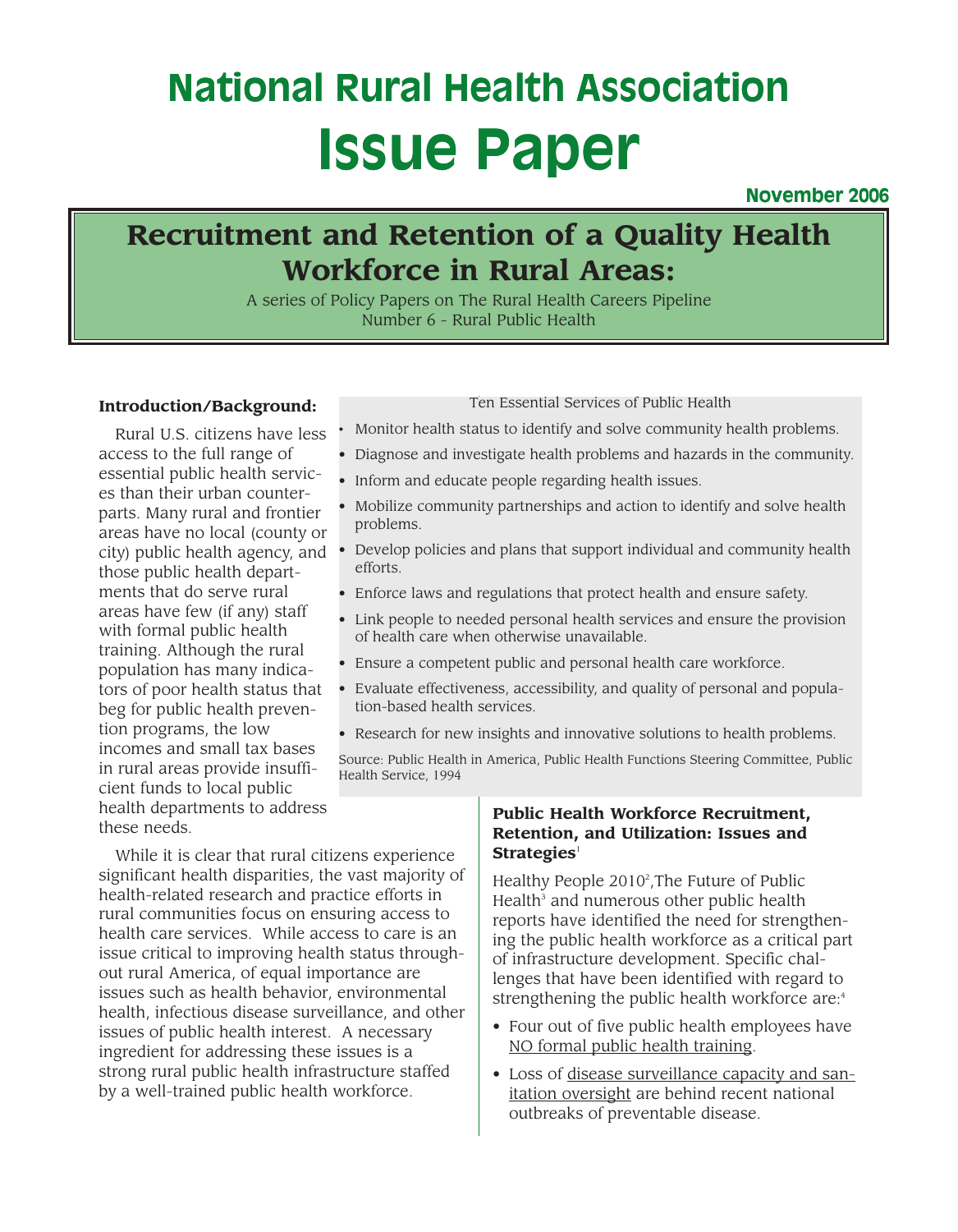# National Rural Health Association Issue Paper

November 2006

## Recruitment and Retention of a Quality Health Workforce in Rural Areas:

A series of Policy Papers on The Rural Health Careers Pipeline
Number 6 - Rural Public Health

### Introduction/Background:

Rural U.S. citizens have less access to the full range of essential public health services than their urban counterparts. Many rural and frontier areas have no local (county or city) public health agency, and those public health departments that do serve rural areas have few (if any) staff with formal public health training. Although the rural population has many indicators of poor health status that beg for public health prevention programs, the low incomes and small tax bases in rural areas provide insufficient funds to local public health departments to address these needs.

While it is clear that rural citizens experience significant health disparities, the vast majority of health-related research and practice efforts in rural communities focus on ensuring access to health care services. While access to care is an issue critical to improving health status throughout rural America, of equal importance are issues such as health behavior, environmental health, infectious disease surveillance, and other issues of public health interest. A necessary ingredient for addressing these issues is a strong rural public health infrastructure staffed by a well-trained public health workforce.

Ten Essential Services of Public Health

- Monitor health status to identify and solve community health problems.
- Diagnose and investigate health problems and hazards in the community.
- Inform and educate people regarding health issues.
- Mobilize community partnerships and action to identify and solve health problems.
- Develop policies and plans that support individual and community health efforts.
- Enforce laws and regulations that protect health and ensure safety.
- Link people to needed personal health services and ensure the provision of health care when otherwise unavailable.
- Ensure a competent public and personal health care workforce.
- Evaluate effectiveness, accessibility, and quality of personal and population-based health services.
- Research for new insights and innovative solutions to health problems.

Source: Public Health in America, Public Health Functions Steering Committee, Public Health Service, 1994

### Public Health Workforce Recruitment, Retention, and Utilization: Issues and Strategies[1]

Healthy People 2010[2], The Future of Public Health[3] and numerous other public health reports have identified the need for strengthening the public health workforce as a critical part of infrastructure development. Specific challenges that have been identified with regard to strengthening the public health workforce are:[4]

- Four out of five public health employees have NO formal public health training.
- Loss of disease surveillance capacity and sanitation oversight are behind recent national outbreaks of preventable disease.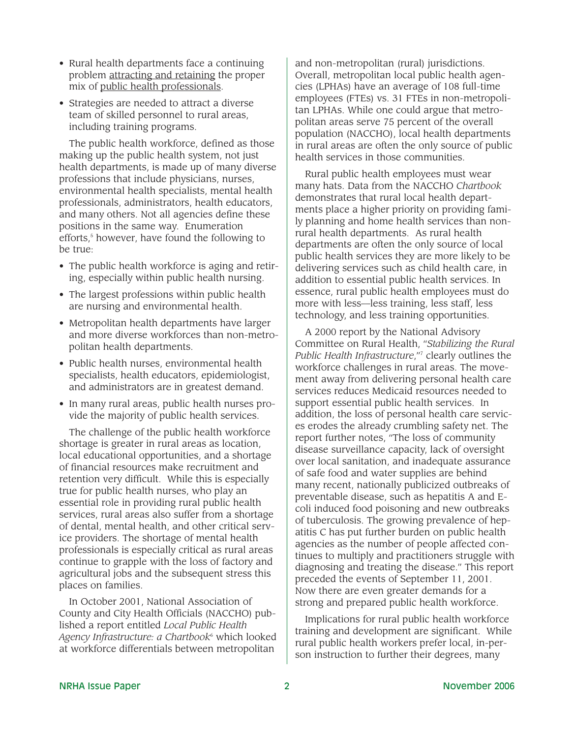- Rural health departments face a continuing problem attracting and retaining the proper mix of public health professionals.
- Strategies are needed to attract a diverse team of skilled personnel to rural areas, including training programs.

The public health workforce, defined as those making up the public health system, not just health departments, is made up of many diverse professions that include physicians, nurses, environmental health specialists, mental health professionals, administrators, health educators, and many others. Not all agencies define these positions in the same way. Enumeration efforts,[5] however, have found the following to be true:

- The public health workforce is aging and retiring, especially within public health nursing.
- The largest professions within public health are nursing and environmental health.
- Metropolitan health departments have larger and more diverse workforces than non-metropolitan health departments.
- Public health nurses, environmental health specialists, health educators, epidemiologist, and administrators are in greatest demand.
- In many rural areas, public health nurses provide the majority of public health services.

The challenge of the public health workforce shortage is greater in rural areas as location, local educational opportunities, and a shortage of financial resources make recruitment and retention very difficult. While this is especially true for public health nurses, who play an essential role in providing rural public health services, rural areas also suffer from a shortage of dental, mental health, and other critical service providers. The shortage of mental health professionals is especially critical as rural areas continue to grapple with the loss of factory and agricultural jobs and the subsequent stress this places on families.

In October 2001, National Association of County and City Health Officials (NACCHO) published a report entitled *Local Public Health Agency Infrastructure: a Chartbook*[6] which looked at workforce differentials between metropolitan and non-metropolitan (rural) jurisdictions. Overall, metropolitan local public health agencies (LPHAs) have an average of 108 full-time employees (FTEs) vs. 31 FTEs in non-metropolitan LPHAs. While one could argue that metropolitan areas serve 75 percent of the overall population (NACCHO), local health departments in rural areas are often the only source of public health services in those communities.

Rural public health employees must wear many hats. Data from the NACCHO *Chartbook* demonstrates that rural local health departments place a higher priority on providing family planning and home health services than non-rural health departments. As rural health departments are often the only source of local public health services they are more likely to be delivering services such as child health care, in addition to essential public health services. In essence, rural public health employees must do more with less—less training, less staff, less technology, and less training opportunities.

A 2000 report by the National Advisory Committee on Rural Health, "*Stabilizing the Rural Public Health Infrastructure*,"[7] clearly outlines the workforce challenges in rural areas. The movement away from delivering personal health care services reduces Medicaid resources needed to support essential public health services. In addition, the loss of personal health care services erodes the already crumbling safety net. The report further notes, "The loss of community disease surveillance capacity, lack of oversight over local sanitation, and inadequate assurance of safe food and water supplies are behind many recent, nationally publicized outbreaks of preventable disease, such as hepatitis A and E-coli induced food poisoning and new outbreaks of tuberculosis. The growing prevalence of hepatitis C has put further burden on public health agencies as the number of people affected continues to multiply and practitioners struggle with diagnosing and treating the disease." This report preceded the events of September 11, 2001. Now there are even greater demands for a strong and prepared public health workforce.

Implications for rural public health workforce training and development are significant. While rural public health workers prefer local, in-person instruction to further their degrees, many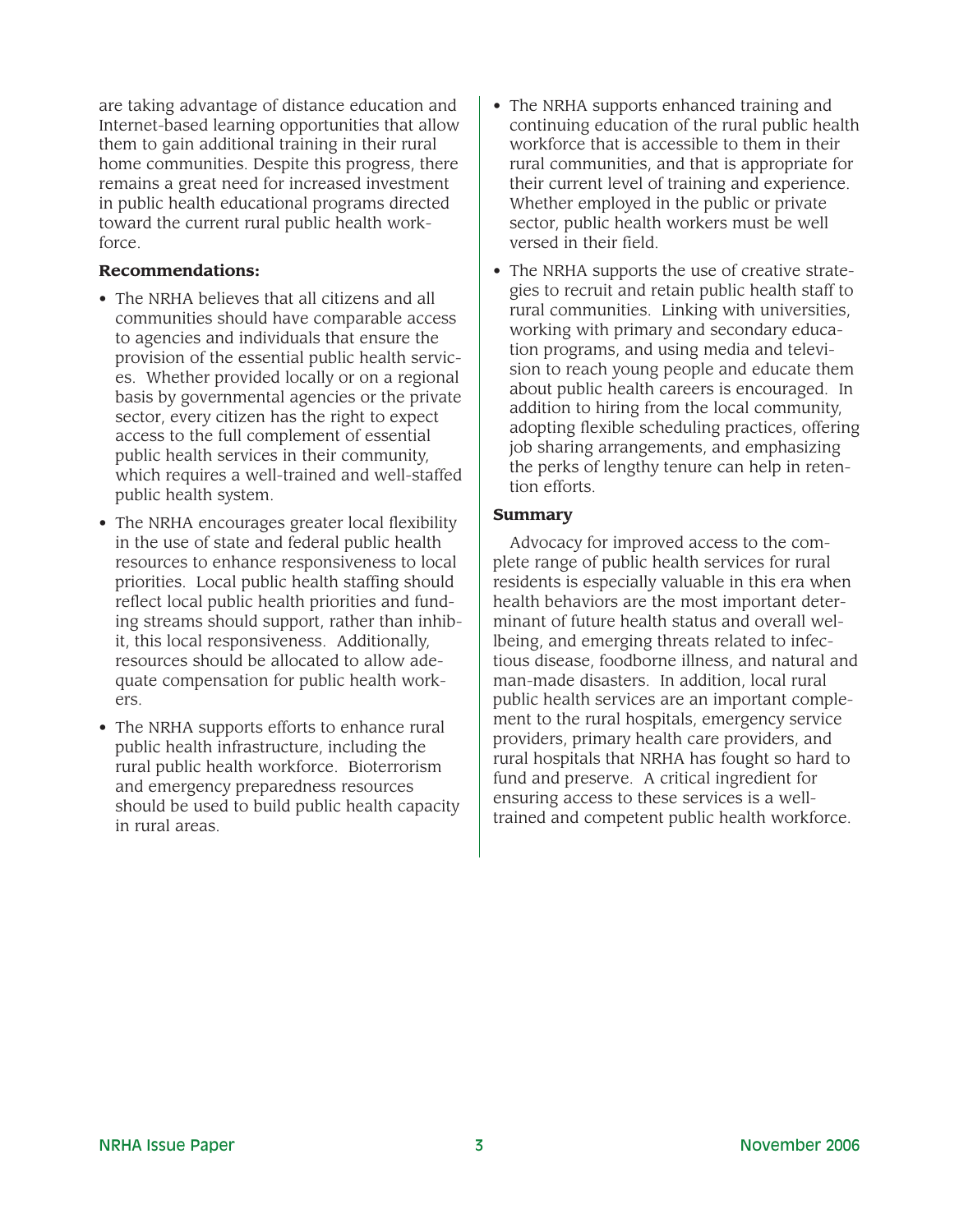are taking advantage of distance education and Internet-based learning opportunities that allow them to gain additional training in their rural home communities. Despite this progress, there remains a great need for increased investment in public health educational programs directed toward the current rural public health workforce.

**Recommendations:**

- The NRHA believes that all citizens and all communities should have comparable access to agencies and individuals that ensure the provision of the essential public health services. Whether provided locally or on a regional basis by governmental agencies or the private sector, every citizen has the right to expect access to the full complement of essential public health services in their community, which requires a well-trained and well-staffed public health system.
- The NRHA encourages greater local flexibility in the use of state and federal public health resources to enhance responsiveness to local priorities. Local public health staffing should reflect local public health priorities and funding streams should support, rather than inhibit, this local responsiveness. Additionally, resources should be allocated to allow adequate compensation for public health workers.
- The NRHA supports efforts to enhance rural public health infrastructure, including the rural public health workforce. Bioterrorism and emergency preparedness resources should be used to build public health capacity in rural areas.
- The NRHA supports enhanced training and continuing education of the rural public health workforce that is accessible to them in their rural communities, and that is appropriate for their current level of training and experience. Whether employed in the public or private sector, public health workers must be well versed in their field.
- The NRHA supports the use of creative strategies to recruit and retain public health staff to rural communities. Linking with universities, working with primary and secondary education programs, and using media and television to reach young people and educate them about public health careers is encouraged. In addition to hiring from the local community, adopting flexible scheduling practices, offering job sharing arrangements, and emphasizing the perks of lengthy tenure can help in retention efforts.

**Summary**

Advocacy for improved access to the complete range of public health services for rural residents is especially valuable in this era when health behaviors are the most important determinant of future health status and overall wellbeing, and emerging threats related to infectious disease, foodborne illness, and natural and man-made disasters. In addition, local rural public health services are an important complement to the rural hospitals, emergency service providers, primary health care providers, and rural hospitals that NRHA has fought so hard to fund and preserve. A critical ingredient for ensuring access to these services is a well-trained and competent public health workforce.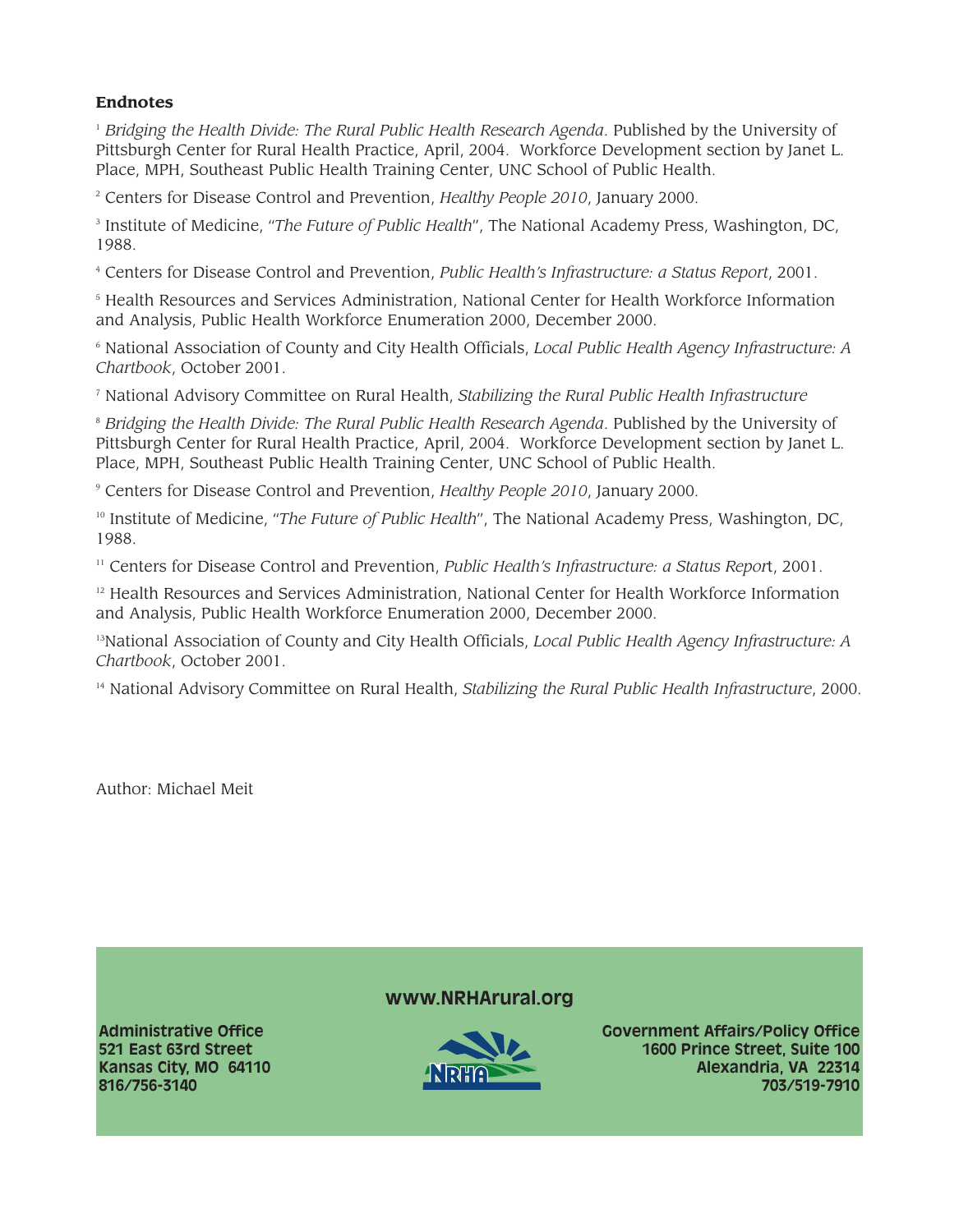**Endnotes**

[1] *Bridging the Health Divide: The Rural Public Health Research Agenda*. Published by the University of Pittsburgh Center for Rural Health Practice, April, 2004. Workforce Development section by Janet L. Place, MPH, Southeast Public Health Training Center, UNC School of Public Health.

[2] Centers for Disease Control and Prevention, *Healthy People 2010*, January 2000.

[3] Institute of Medicine, "*The Future of Public Health*", The National Academy Press, Washington, DC, 1988.

[4] Centers for Disease Control and Prevention, *Public Health's Infrastructure: a Status Report*, 2001.

[5] Health Resources and Services Administration, National Center for Health Workforce Information and Analysis, Public Health Workforce Enumeration 2000, December 2000.

[6] National Association of County and City Health Officials, *Local Public Health Agency Infrastructure: A Chartbook*, October 2001.

[7] National Advisory Committee on Rural Health, *Stabilizing the Rural Public Health Infrastructure*

[8] *Bridging the Health Divide: The Rural Public Health Research Agenda*. Published by the University of Pittsburgh Center for Rural Health Practice, April, 2004. Workforce Development section by Janet L. Place, MPH, Southeast Public Health Training Center, UNC School of Public Health.

[9] Centers for Disease Control and Prevention, *Healthy People 2010*, January 2000.

[10] Institute of Medicine, "*The Future of Public Health*", The National Academy Press, Washington, DC, 1988.

[11] Centers for Disease Control and Prevention, *Public Health's Infrastructure: a Status Report*, 2001.

[12] Health Resources and Services Administration, National Center for Health Workforce Information and Analysis, Public Health Workforce Enumeration 2000, December 2000.

[13] National Association of County and City Health Officials, *Local Public Health Agency Infrastructure: A Chartbook*, October 2001.

[14] National Advisory Committee on Rural Health, *Stabilizing the Rural Public Health Infrastructure*, 2000.

Author: Michael Meit

**www.NRHArural.org**

**Administrative Office**
**521 East 63rd Street**
**Kansas City, MO 64110**
**816/756-3140**

NRHA

**Government Affairs/Policy Office**
**1600 Prince Street, Suite 100**
**Alexandria, VA 22314**
**703/519-7910**